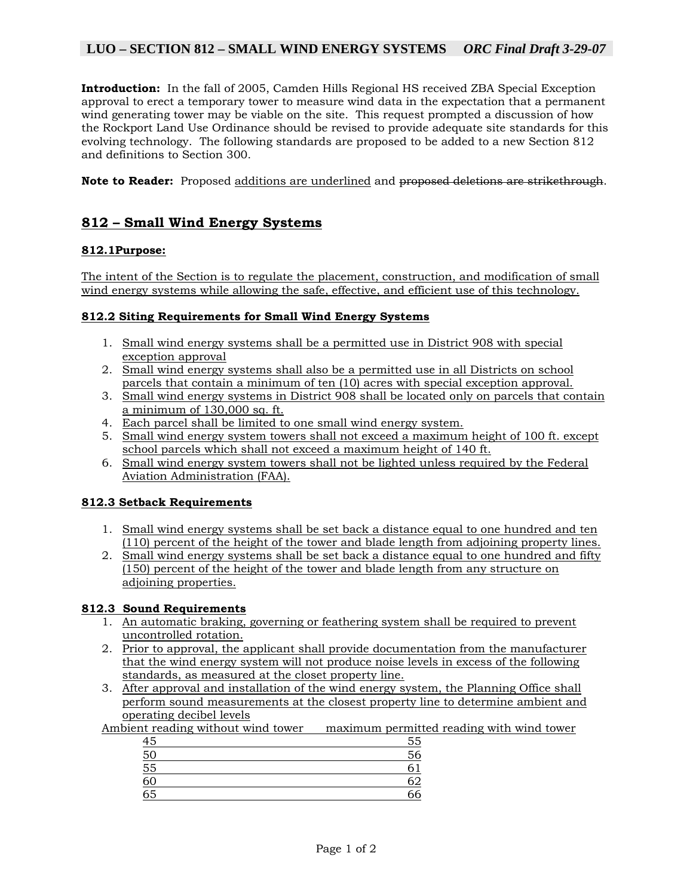**LUO – SECTION 812 – SMALL WIND ENERGY SYSTEMS** *ORC Final Draft 3-29-07*

**Introduction:** In the fall of 2005, Camden Hills Regional HS received ZBA Special Exception approval to erect a temporary tower to measure wind data in the expectation that a permanent wind generating tower may be viable on the site. This request prompted a discussion of how the Rockport Land Use Ordinance should be revised to provide adequate site standards for this evolving technology. The following standards are proposed to be added to a new Section 812 and definitions to Section 300.

**Note to Reader:** Proposed additions are underlined and ~~proposed deletions are strikethrough~~.

## 812 – Small Wind Energy Systems

### 812.1Purpose:

The intent of the Section is to regulate the placement, construction, and modification of small wind energy systems while allowing the safe, effective, and efficient use of this technology.

### 812.2 Siting Requirements for Small Wind Energy Systems

1. Small wind energy systems shall be a permitted use in District 908 with special exception approval
2. Small wind energy systems shall also be a permitted use in all Districts on school parcels that contain a minimum of ten (10) acres with special exception approval.
3. Small wind energy systems in District 908 shall be located only on parcels that contain a minimum of 130,000 sq. ft.
4. Each parcel shall be limited to one small wind energy system.
5. Small wind energy system towers shall not exceed a maximum height of 100 ft. except school parcels which shall not exceed a maximum height of 140 ft.
6. Small wind energy system towers shall not be lighted unless required by the Federal Aviation Administration (FAA).

### 812.3 Setback Requirements

1. Small wind energy systems shall be set back a distance equal to one hundred and ten (110) percent of the height of the tower and blade length from adjoining property lines.
2. Small wind energy systems shall be set back a distance equal to one hundred and fifty (150) percent of the height of the tower and blade length from any structure on adjoining properties.

### 812.3 Sound Requirements

1. An automatic braking, governing or feathering system shall be required to prevent uncontrolled rotation.
2. Prior to approval, the applicant shall provide documentation from the manufacturer that the wind energy system will not produce noise levels in excess of the following standards, as measured at the closet property line.
3. After approval and installation of the wind energy system, the Planning Office shall perform sound measurements at the closest property line to determine ambient and operating decibel levels

| Ambient reading without wind tower | maximum permitted reading with wind tower |
|---|---|
| 45 | 55 |
| 50 | 56 |
| 55 | 61 |
| 60 | 62 |
| 65 | 66 |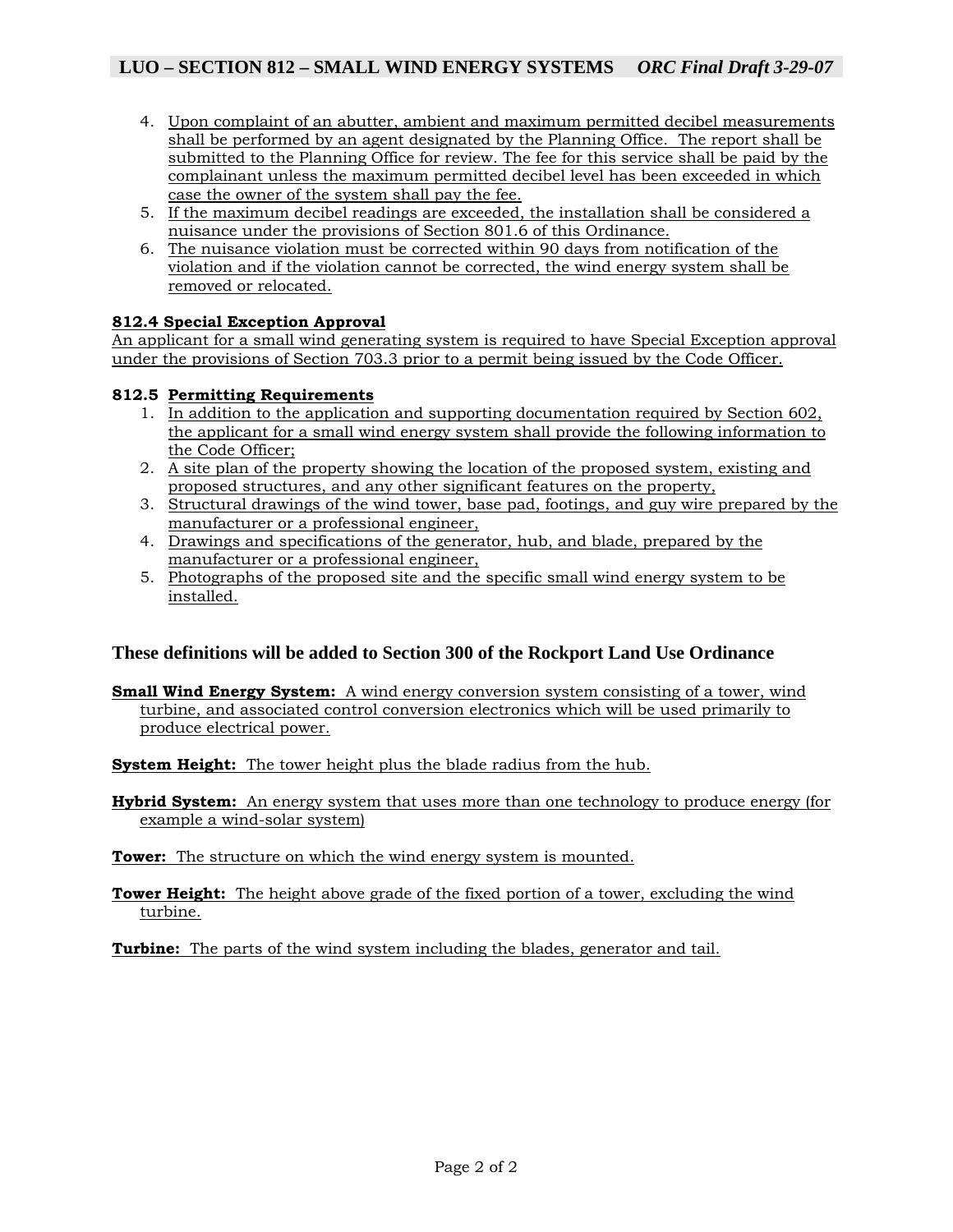4. Upon complaint of an abutter, ambient and maximum permitted decibel measurements shall be performed by an agent designated by the Planning Office. The report shall be submitted to the Planning Office for review. The fee for this service shall be paid by the complainant unless the maximum permitted decibel level has been exceeded in which case the owner of the system shall pay the fee.
5. If the maximum decibel readings are exceeded, the installation shall be considered a nuisance under the provisions of Section 801.6 of this Ordinance.
6. The nuisance violation must be corrected within 90 days from notification of the violation and if the violation cannot be corrected, the wind energy system shall be removed or relocated.

**812.4 Special Exception Approval**

An applicant for a small wind generating system is required to have Special Exception approval under the provisions of Section 703.3 prior to a permit being issued by the Code Officer.

**812.5 Permitting Requirements**

1. In addition to the application and supporting documentation required by Section 602, the applicant for a small wind energy system shall provide the following information to the Code Officer;
2. A site plan of the property showing the location of the proposed system, existing and proposed structures, and any other significant features on the property,
3. Structural drawings of the wind tower, base pad, footings, and guy wire prepared by the manufacturer or a professional engineer,
4. Drawings and specifications of the generator, hub, and blade, prepared by the manufacturer or a professional engineer,
5. Photographs of the proposed site and the specific small wind energy system to be installed.

## These definitions will be added to Section 300 of the Rockport Land Use Ordinance

**Small Wind Energy System:** A wind energy conversion system consisting of a tower, wind turbine, and associated control conversion electronics which will be used primarily to produce electrical power.

**System Height:** The tower height plus the blade radius from the hub.

**Hybrid System:** An energy system that uses more than one technology to produce energy (for example a wind-solar system)

**Tower:** The structure on which the wind energy system is mounted.

**Tower Height:** The height above grade of the fixed portion of a tower, excluding the wind turbine.

**Turbine:** The parts of the wind system including the blades, generator and tail.